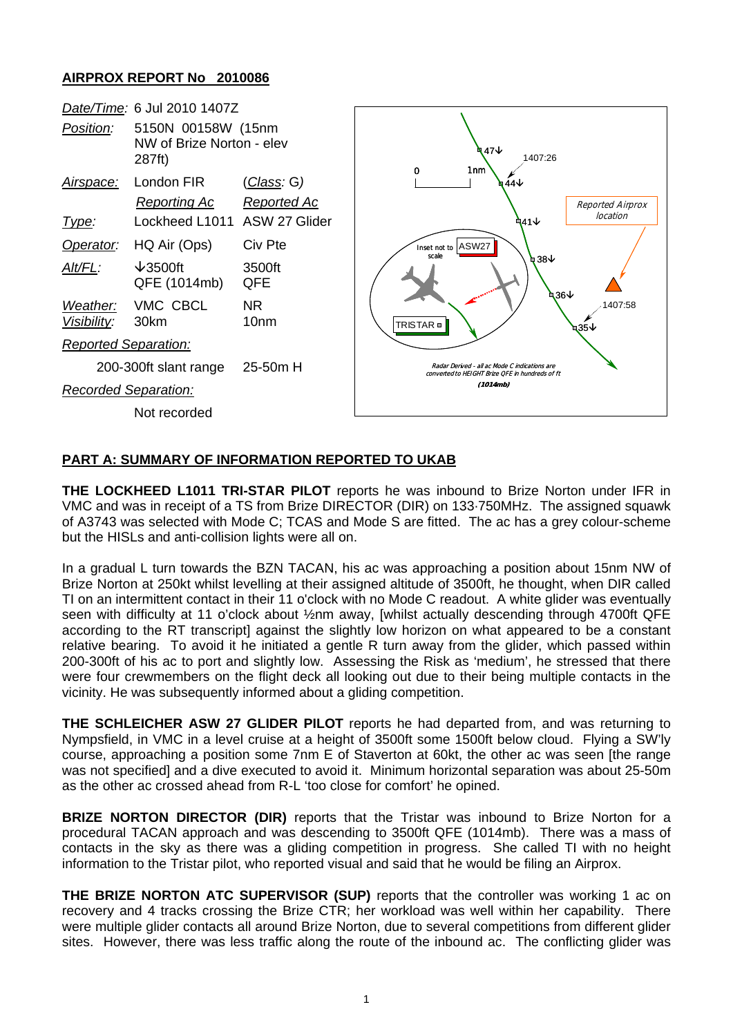## AIRPROX REPORT No 2010086

| | | |
|---|---|---|
| *Date/Time*: | 6 Jul 2010 1407Z | |
| *Position*: | 5150N 00158W (15nm NW of Brize Norton - elev 287ft) | |
| *Airspace*: | London FIR | (*Class*: G) |
| | *Reporting Ac* | *Reported Ac* |
| *Type*: | Lockheed L1011 | ASW 27 Glider |
| *Operator*: | HQ Air (Ops) | Civ Pte |
| *Alt/FL*: | ↓3500ft QFE (1014mb) | 3500ft QFE |
| *Weather*: | VMC CBCL | NR |
| *Visibility*: | 30km | 10nm |
| *Reported Separation*: | | |
| | 200-300ft slant range | 25-50m H |
| *Recorded Separation*: | | |
| | Not recorded | |

Radar Derived - all ac Mode C indications are converted to HEIGHT Brize QFE in hundreds of ft (1014mb)

## PART A: SUMMARY OF INFORMATION REPORTED TO UKAB

**THE LOCKHEED L1011 TRI-STAR PILOT** reports he was inbound to Brize Norton under IFR in VMC and was in receipt of a TS from Brize DIRECTOR (DIR) on 133·750MHz. The assigned squawk of A3743 was selected with Mode C; TCAS and Mode S are fitted. The ac has a grey colour-scheme but the HISLs and anti-collision lights were all on.

In a gradual L turn towards the BZN TACAN, his ac was approaching a position about 15nm NW of Brize Norton at 250kt whilst levelling at their assigned altitude of 3500ft, he thought, when DIR called TI on an intermittent contact in their 11 o'clock with no Mode C readout. A white glider was eventually seen with difficulty at 11 o'clock about ½nm away, [whilst actually descending through 4700ft QFE according to the RT transcript] against the slightly low horizon on what appeared to be a constant relative bearing. To avoid it he initiated a gentle R turn away from the glider, which passed within 200-300ft of his ac to port and slightly low. Assessing the Risk as 'medium', he stressed that there were four crewmembers on the flight deck all looking out due to their being multiple contacts in the vicinity. He was subsequently informed about a gliding competition.

**THE SCHLEICHER ASW 27 GLIDER PILOT** reports he had departed from, and was returning to Nympsfield, in VMC in a level cruise at a height of 3500ft some 1500ft below cloud. Flying a SW'ly course, approaching a position some 7nm E of Staverton at 60kt, the other ac was seen [the range was not specified] and a dive executed to avoid it. Minimum horizontal separation was about 25-50m as the other ac crossed ahead from R-L 'too close for comfort' he opined.

**BRIZE NORTON DIRECTOR (DIR)** reports that the Tristar was inbound to Brize Norton for a procedural TACAN approach and was descending to 3500ft QFE (1014mb). There was a mass of contacts in the sky as there was a gliding competition in progress. She called TI with no height information to the Tristar pilot, who reported visual and said that he would be filing an Airprox.

**THE BRIZE NORTON ATC SUPERVISOR (SUP)** reports that the controller was working 1 ac on recovery and 4 tracks crossing the Brize CTR; her workload was well within her capability. There were multiple glider contacts all around Brize Norton, due to several competitions from different glider sites. However, there was less traffic along the route of the inbound ac. The conflicting glider was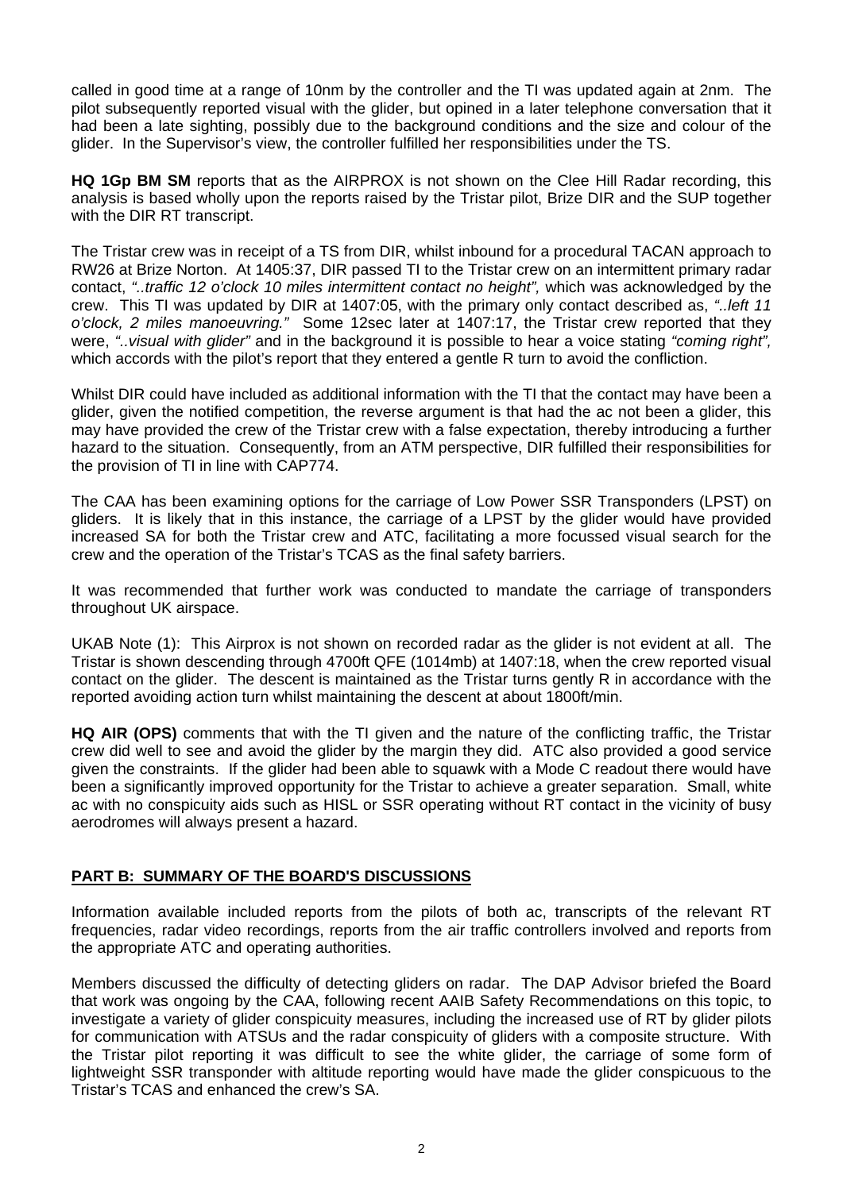called in good time at a range of 10nm by the controller and the TI was updated again at 2nm. The pilot subsequently reported visual with the glider, but opined in a later telephone conversation that it had been a late sighting, possibly due to the background conditions and the size and colour of the glider. In the Supervisor's view, the controller fulfilled her responsibilities under the TS.

**HQ 1Gp BM SM** reports that as the AIRPROX is not shown on the Clee Hill Radar recording, this analysis is based wholly upon the reports raised by the Tristar pilot, Brize DIR and the SUP together with the DIR RT transcript.

The Tristar crew was in receipt of a TS from DIR, whilst inbound for a procedural TACAN approach to RW26 at Brize Norton. At 1405:37, DIR passed TI to the Tristar crew on an intermittent primary radar contact, *"..traffic 12 o'clock 10 miles intermittent contact no height",* which was acknowledged by the crew. This TI was updated by DIR at 1407:05, with the primary only contact described as, *"..left 11 o'clock, 2 miles manoeuvring."* Some 12sec later at 1407:17, the Tristar crew reported that they were, *"..visual with glider"* and in the background it is possible to hear a voice stating *"coming right",* which accords with the pilot's report that they entered a gentle R turn to avoid the confliction.

Whilst DIR could have included as additional information with the TI that the contact may have been a glider, given the notified competition, the reverse argument is that had the ac not been a glider, this may have provided the crew of the Tristar crew with a false expectation, thereby introducing a further hazard to the situation. Consequently, from an ATM perspective, DIR fulfilled their responsibilities for the provision of TI in line with CAP774.

The CAA has been examining options for the carriage of Low Power SSR Transponders (LPST) on gliders. It is likely that in this instance, the carriage of a LPST by the glider would have provided increased SA for both the Tristar crew and ATC, facilitating a more focussed visual search for the crew and the operation of the Tristar's TCAS as the final safety barriers.

It was recommended that further work was conducted to mandate the carriage of transponders throughout UK airspace.

UKAB Note (1): This Airprox is not shown on recorded radar as the glider is not evident at all. The Tristar is shown descending through 4700ft QFE (1014mb) at 1407:18, when the crew reported visual contact on the glider. The descent is maintained as the Tristar turns gently R in accordance with the reported avoiding action turn whilst maintaining the descent at about 1800ft/min.

**HQ AIR (OPS)** comments that with the TI given and the nature of the conflicting traffic, the Tristar crew did well to see and avoid the glider by the margin they did. ATC also provided a good service given the constraints. If the glider had been able to squawk with a Mode C readout there would have been a significantly improved opportunity for the Tristar to achieve a greater separation. Small, white ac with no conspicuity aids such as HISL or SSR operating without RT contact in the vicinity of busy aerodromes will always present a hazard.

## PART B: SUMMARY OF THE BOARD'S DISCUSSIONS

Information available included reports from the pilots of both ac, transcripts of the relevant RT frequencies, radar video recordings, reports from the air traffic controllers involved and reports from the appropriate ATC and operating authorities.

Members discussed the difficulty of detecting gliders on radar. The DAP Advisor briefed the Board that work was ongoing by the CAA, following recent AAIB Safety Recommendations on this topic, to investigate a variety of glider conspicuity measures, including the increased use of RT by glider pilots for communication with ATSUs and the radar conspicuity of gliders with a composite structure. With the Tristar pilot reporting it was difficult to see the white glider, the carriage of some form of lightweight SSR transponder with altitude reporting would have made the glider conspicuous to the Tristar's TCAS and enhanced the crew's SA.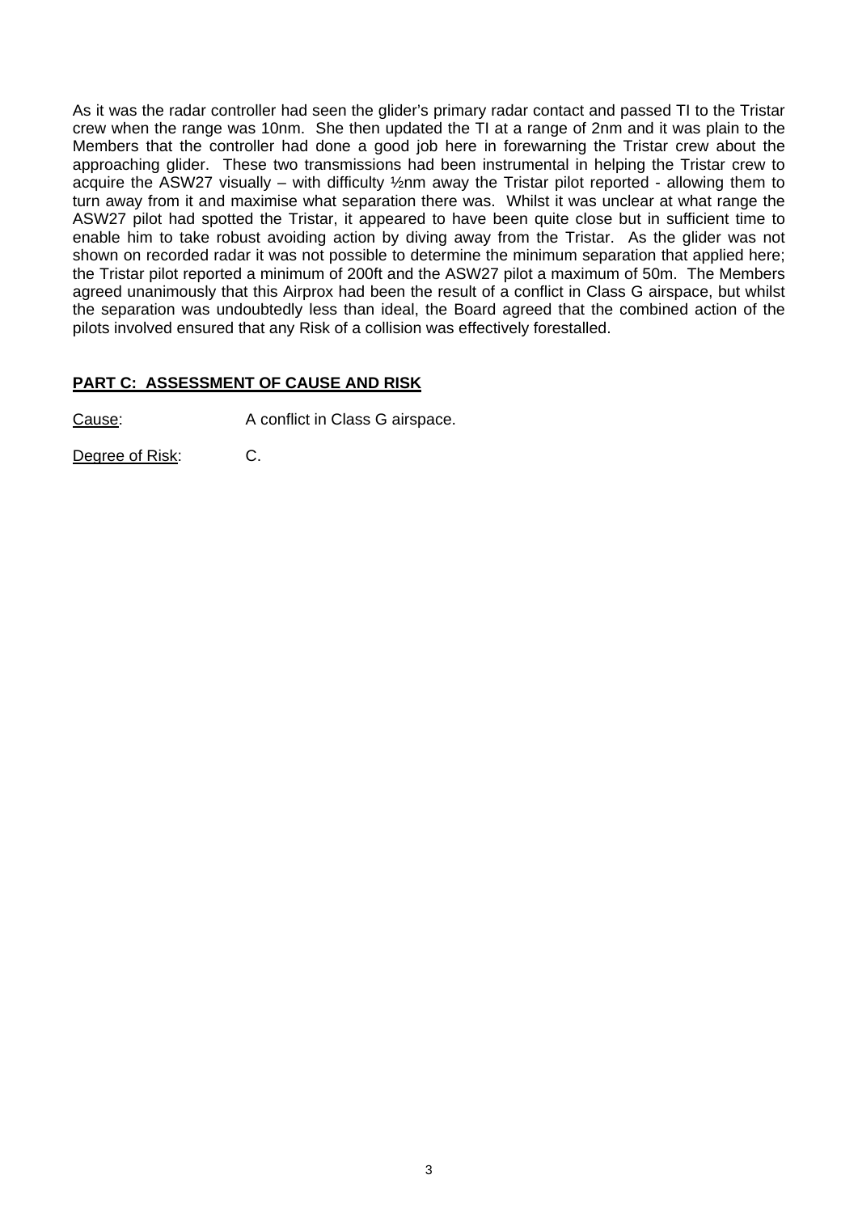As it was the radar controller had seen the glider's primary radar contact and passed TI to the Tristar crew when the range was 10nm. She then updated the TI at a range of 2nm and it was plain to the Members that the controller had done a good job here in forewarning the Tristar crew about the approaching glider. These two transmissions had been instrumental in helping the Tristar crew to acquire the ASW27 visually – with difficulty ½nm away the Tristar pilot reported - allowing them to turn away from it and maximise what separation there was. Whilst it was unclear at what range the ASW27 pilot had spotted the Tristar, it appeared to have been quite close but in sufficient time to enable him to take robust avoiding action by diving away from the Tristar. As the glider was not shown on recorded radar it was not possible to determine the minimum separation that applied here; the Tristar pilot reported a minimum of 200ft and the ASW27 pilot a maximum of 50m. The Members agreed unanimously that this Airprox had been the result of a conflict in Class G airspace, but whilst the separation was undoubtedly less than ideal, the Board agreed that the combined action of the pilots involved ensured that any Risk of a collision was effectively forestalled.

## PART C: ASSESSMENT OF CAUSE AND RISK

Cause: A conflict in Class G airspace.

Degree of Risk: C.